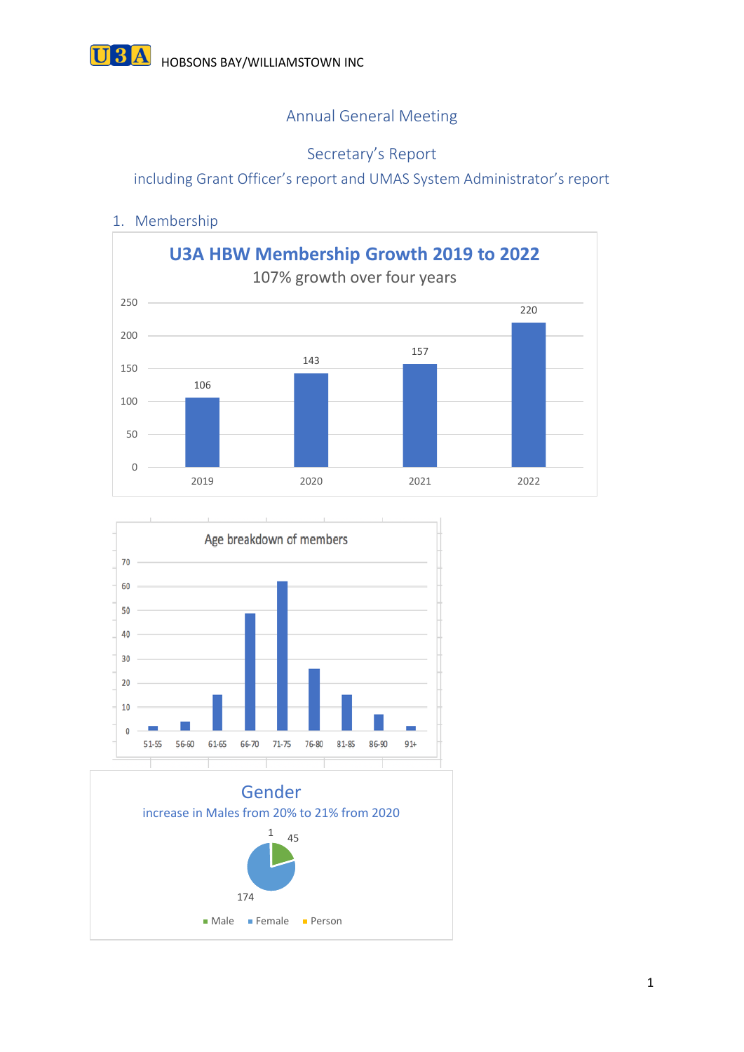U3A HOBSONS BAY/WILLIAMSTOWN INC

# Annual General Meeting

## Secretary's Report

including Grant Officer's report and UMAS System Administrator's report

### 1. Membership

**U3A HBW Membership Growth 2019 to 2022**

107% growth over four years

| Year | Members |
|---|---|
| 2019 | 106 |
| 2020 | 143 |
| 2021 | 157 |
| 2022 | 220 |

**Age breakdown of members**

| Age | Approx. members |
|---|---|
| 51-55 | 2 |
| 56-60 | 4 |
| 61-65 | 15 |
| 66-70 | 49 |
| 71-75 | 62 |
| 76-80 | 26 |
| 81-85 | 15 |
| 86-90 | 7 |
| 91+ | 2 |

**Gender**

increase in Males from 20% to 21% from 2020

| Gender | Count |
|---|---|
| Male | 45 |
| Female | 174 |
| Person | 1 |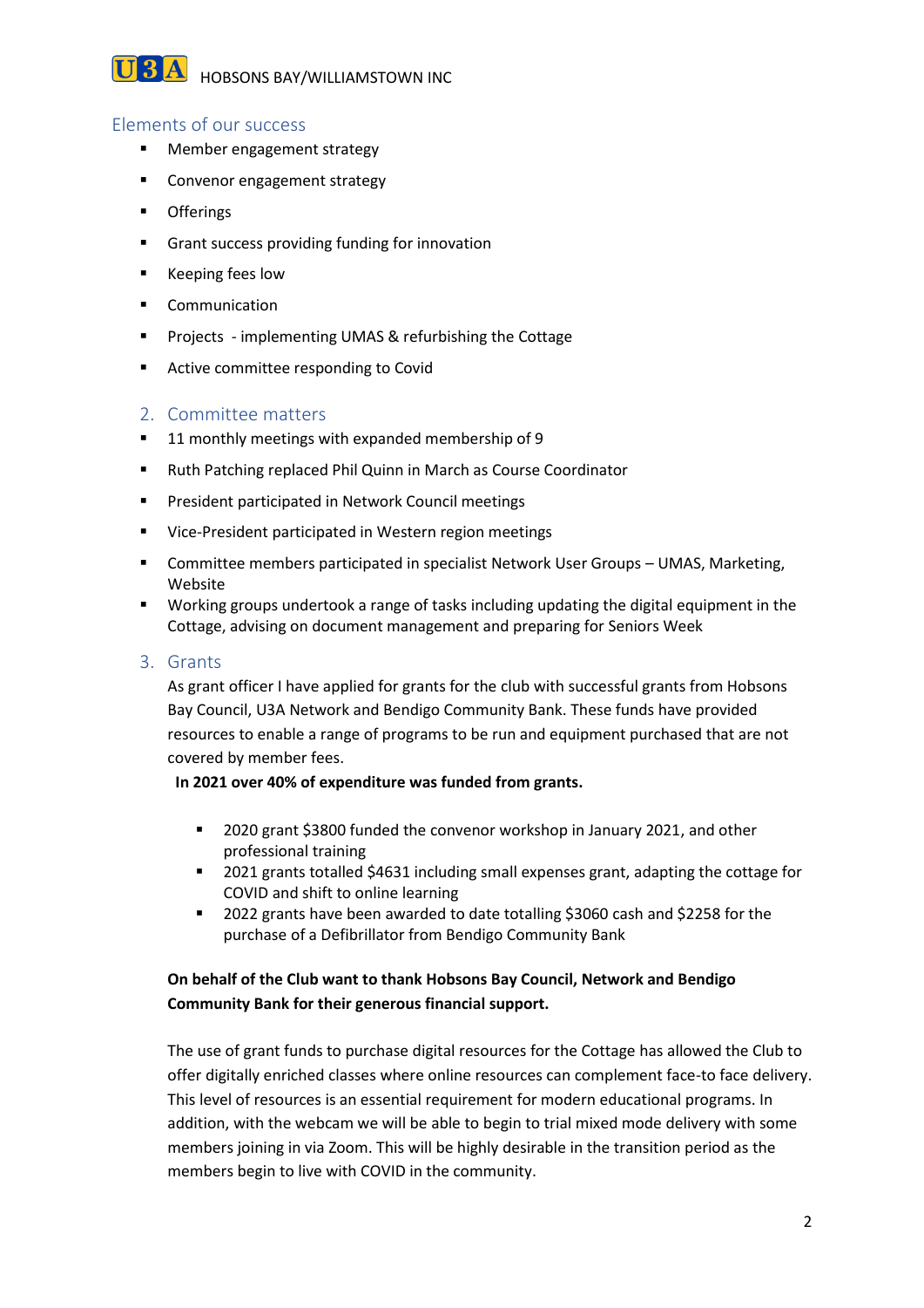## Elements of our success

- Member engagement strategy
- Convenor engagement strategy
- Offerings
- Grant success providing funding for innovation
- Keeping fees low
- Communication
- Projects - implementing UMAS & refurbishing the Cottage
- Active committee responding to Covid

## 2. Committee matters

- 11 monthly meetings with expanded membership of 9
- Ruth Patching replaced Phil Quinn in March as Course Coordinator
- President participated in Network Council meetings
- Vice-President participated in Western region meetings
- Committee members participated in specialist Network User Groups – UMAS, Marketing, Website
- Working groups undertook a range of tasks including updating the digital equipment in the Cottage, advising on document management and preparing for Seniors Week

## 3. Grants

As grant officer I have applied for grants for the club with successful grants from Hobsons Bay Council, U3A Network and Bendigo Community Bank. These funds have provided resources to enable a range of programs to be run and equipment purchased that are not covered by member fees.

**In 2021 over 40% of expenditure was funded from grants.**

- 2020 grant $3800 funded the convenor workshop in January 2021, and other professional training
- 2021 grants totalled $4631 including small expenses grant, adapting the cottage for COVID and shift to online learning
- 2022 grants have been awarded to date totalling $3060 cash and $2258 for the purchase of a Defibrillator from Bendigo Community Bank

**On behalf of the Club want to thank Hobsons Bay Council, Network and Bendigo Community Bank for their generous financial support.**

The use of grant funds to purchase digital resources for the Cottage has allowed the Club to offer digitally enriched classes where online resources can complement face-to face delivery. This level of resources is an essential requirement for modern educational programs. In addition, with the webcam we will be able to begin to trial mixed mode delivery with some members joining in via Zoom. This will be highly desirable in the transition period as the members begin to live with COVID in the community.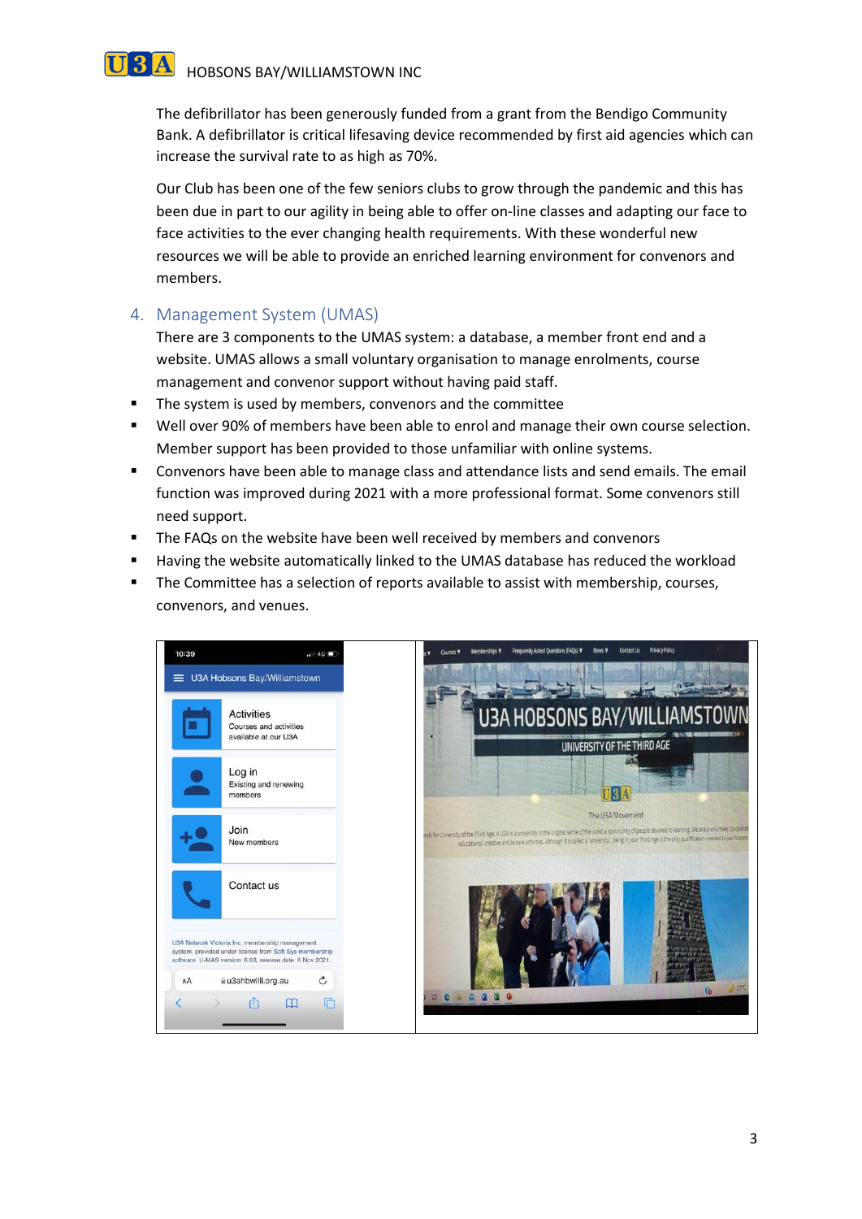The defibrillator has been generously funded from a grant from the Bendigo Community Bank. A defibrillator is critical lifesaving device recommended by first aid agencies which can increase the survival rate to as high as 70%.

Our Club has been one of the few seniors clubs to grow through the pandemic and this has been due in part to our agility in being able to offer on-line classes and adapting our face to face activities to the ever changing health requirements. With these wonderful new resources we will be able to provide an enriched learning environment for convenors and members.

## 4. Management System (UMAS)

There are 3 components to the UMAS system: a database, a member front end and a website. UMAS allows a small voluntary organisation to manage enrolments, course management and convenor support without having paid staff.

- The system is used by members, convenors and the committee
- Well over 90% of members have been able to enrol and manage their own course selection. Member support has been provided to those unfamiliar with online systems.
- Convenors have been able to manage class and attendance lists and send emails. The email function was improved during 2021 with a more professional format. Some convenors still need support.
- The FAQs on the website have been well received by members and convenors
- Having the website automatically linked to the UMAS database has reduced the workload
- The Committee has a selection of reports available to assist with membership, courses, convenors, and venues.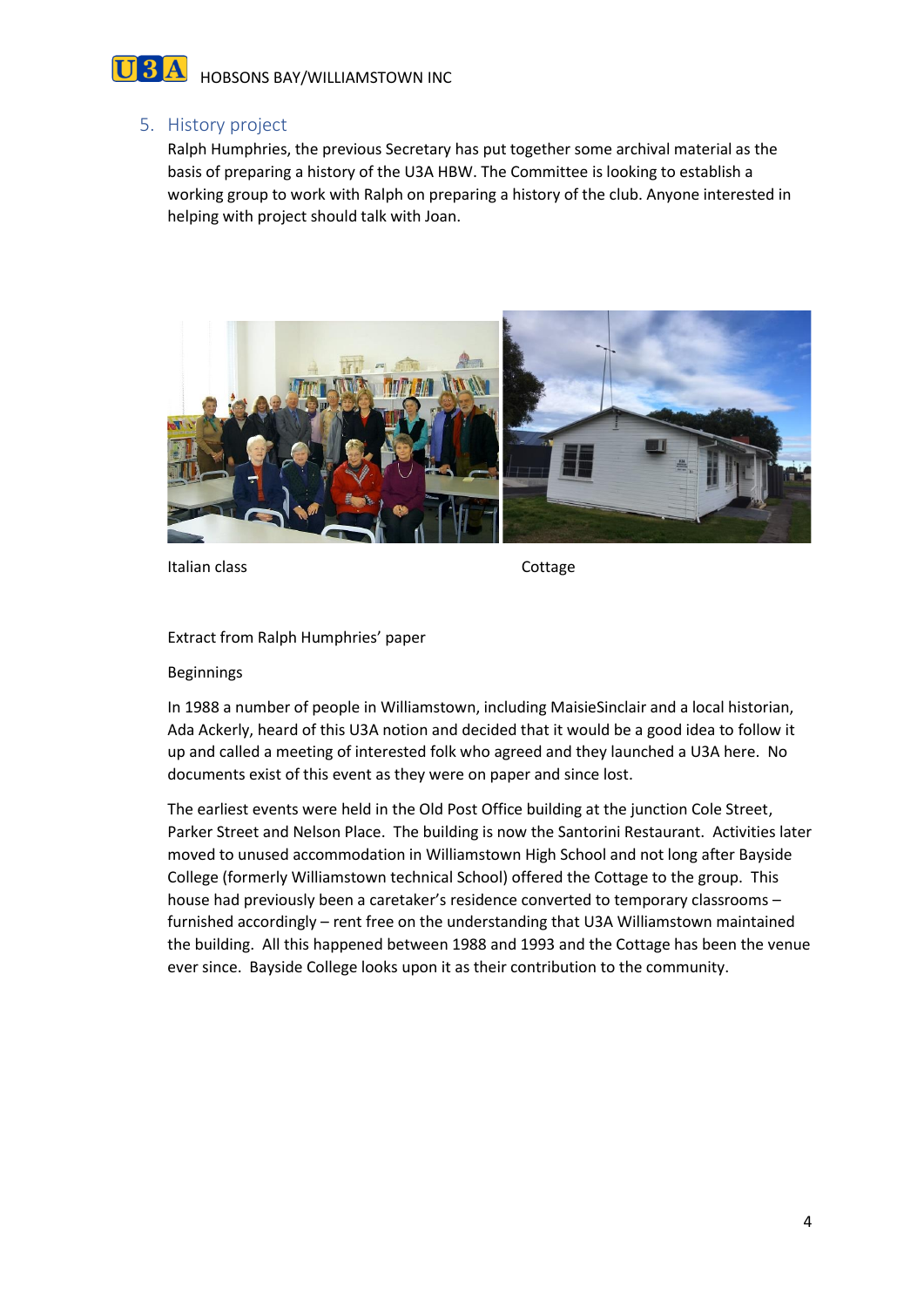## 5. History project

Ralph Humphries, the previous Secretary has put together some archival material as the basis of preparing a history of the U3A HBW. The Committee is looking to establish a working group to work with Ralph on preparing a history of the club. Anyone interested in helping with project should talk with Joan.

Italian class

Cottage

Extract from Ralph Humphries' paper

Beginnings

In 1988 a number of people in Williamstown, including MaisieSinclair and a local historian, Ada Ackerly, heard of this U3A notion and decided that it would be a good idea to follow it up and called a meeting of interested folk who agreed and they launched a U3A here. No documents exist of this event as they were on paper and since lost.

The earliest events were held in the Old Post Office building at the junction Cole Street, Parker Street and Nelson Place. The building is now the Santorini Restaurant. Activities later moved to unused accommodation in Williamstown High School and not long after Bayside College (formerly Williamstown technical School) offered the Cottage to the group. This house had previously been a caretaker's residence converted to temporary classrooms – furnished accordingly – rent free on the understanding that U3A Williamstown maintained the building. All this happened between 1988 and 1993 and the Cottage has been the venue ever since. Bayside College looks upon it as their contribution to the community.